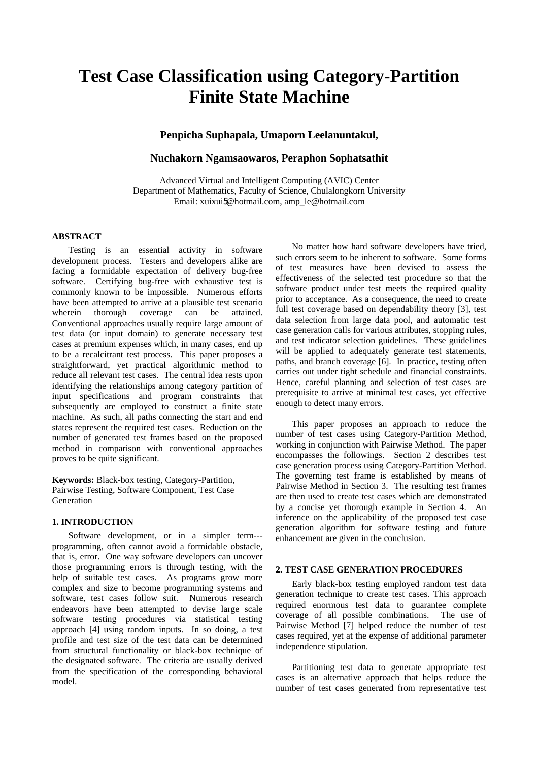# Test Case Classification using Category-Partition Finite State Machine

**Penpicha Suphapala, Umaporn Leelanuntakul,**

**Nuchakorn Ngamsaowaros, Peraphon Sophatsathit**

Advanced Virtual and Intelligent Computing (AVIC) Center
Department of Mathematics, Faculty of Science, Chulalongkorn University
Email: xuixui5@hotmail.com, amp_le@hotmail.com

## ABSTRACT

Testing is an essential activity in software development process. Testers and developers alike are facing a formidable expectation of delivery bug-free software. Certifying bug-free with exhaustive test is commonly known to be impossible. Numerous efforts have been attempted to arrive at a plausible test scenario wherein thorough coverage can be attained. Conventional approaches usually require large amount of test data (or input domain) to generate necessary test cases at premium expenses which, in many cases, end up to be a recalcitrant test process. This paper proposes a straightforward, yet practical algorithmic method to reduce all relevant test cases. The central idea rests upon identifying the relationships among category partition of input specifications and program constraints that subsequently are employed to construct a finite state machine. As such, all paths connecting the start and end states represent the required test cases. Reduction on the number of generated test frames based on the proposed method in comparison with conventional approaches proves to be quite significant.

**Keywords:** Black-box testing, Category-Partition, Pairwise Testing, Software Component, Test Case Generation

## 1. INTRODUCTION

Software development, or in a simpler term---programming, often cannot avoid a formidable obstacle, that is, error. One way software developers can uncover those programming errors is through testing, with the help of suitable test cases. As programs grow more complex and size to become programming systems and software, test cases follow suit. Numerous research endeavors have been attempted to devise large scale software testing procedures via statistical testing approach [4] using random inputs. In so doing, a test profile and test size of the test data can be determined from structural functionality or black-box technique of the designated software. The criteria are usually derived from the specification of the corresponding behavioral model.

No matter how hard software developers have tried, such errors seem to be inherent to software. Some forms of test measures have been devised to assess the effectiveness of the selected test procedure so that the software product under test meets the required quality prior to acceptance. As a consequence, the need to create full test coverage based on dependability theory [3], test data selection from large data pool, and automatic test case generation calls for various attributes, stopping rules, and test indicator selection guidelines. These guidelines will be applied to adequately generate test statements, paths, and branch coverage [6]. In practice, testing often carries out under tight schedule and financial constraints. Hence, careful planning and selection of test cases are prerequisite to arrive at minimal test cases, yet effective enough to detect many errors.

This paper proposes an approach to reduce the number of test cases using Category-Partition Method, working in conjunction with Pairwise Method. The paper encompasses the followings. Section 2 describes test case generation process using Category-Partition Method. The governing test frame is established by means of Pairwise Method in Section 3. The resulting test frames are then used to create test cases which are demonstrated by a concise yet thorough example in Section 4. An inference on the applicability of the proposed test case generation algorithm for software testing and future enhancement are given in the conclusion.

## 2. TEST CASE GENERATION PROCEDURES

Early black-box testing employed random test data generation technique to create test cases. This approach required enormous test data to guarantee complete coverage of all possible combinations. The use of Pairwise Method [7] helped reduce the number of test cases required, yet at the expense of additional parameter independence stipulation.

Partitioning test data to generate appropriate test cases is an alternative approach that helps reduce the number of test cases generated from representative test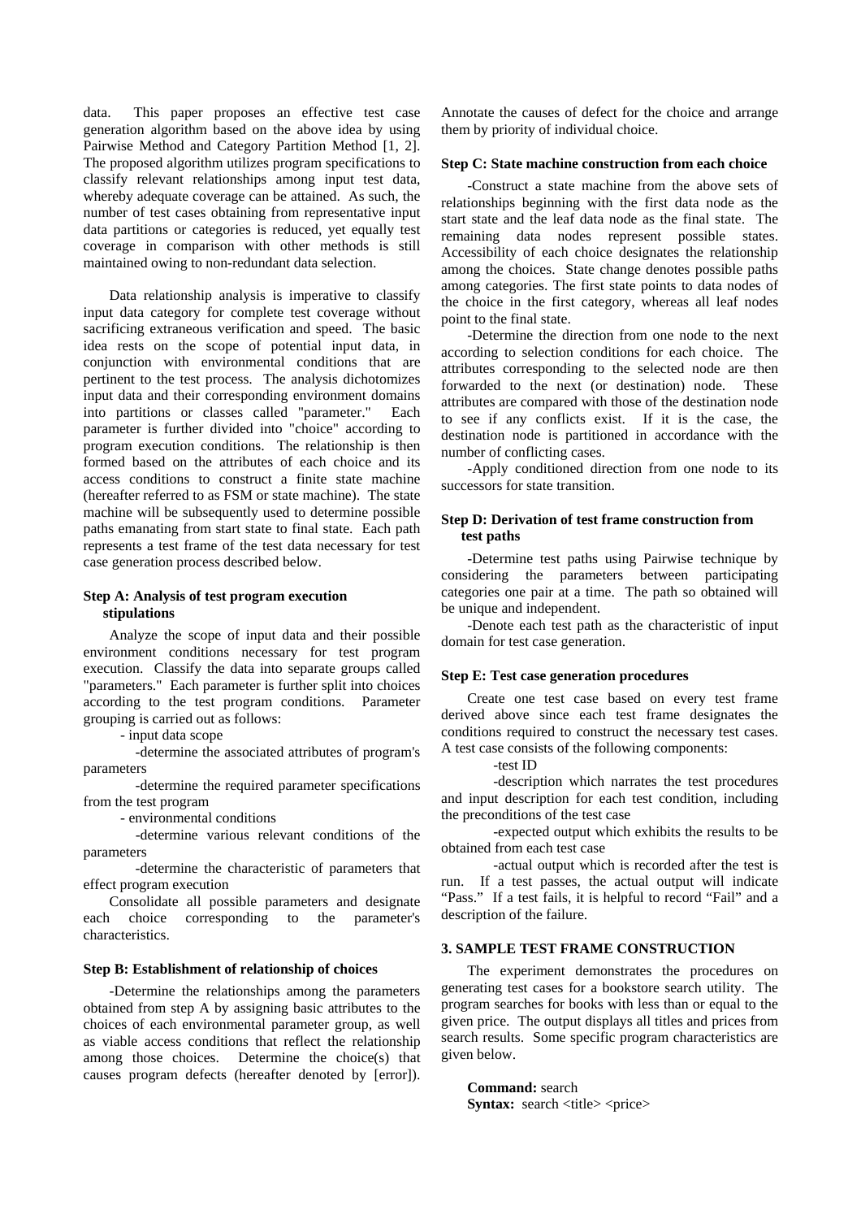data. This paper proposes an effective test case generation algorithm based on the above idea by using Pairwise Method and Category Partition Method [1, 2]. The proposed algorithm utilizes program specifications to classify relevant relationships among input test data, whereby adequate coverage can be attained. As such, the number of test cases obtaining from representative input data partitions or categories is reduced, yet equally test coverage in comparison with other methods is still maintained owing to non-redundant data selection.

Data relationship analysis is imperative to classify input data category for complete test coverage without sacrificing extraneous verification and speed. The basic idea rests on the scope of potential input data, in conjunction with environmental conditions that are pertinent to the test process. The analysis dichotomizes input data and their corresponding environment domains into partitions or classes called "parameter." Each parameter is further divided into "choice" according to program execution conditions. The relationship is then formed based on the attributes of each choice and its access conditions to construct a finite state machine (hereafter referred to as FSM or state machine). The state machine will be subsequently used to determine possible paths emanating from start state to final state. Each path represents a test frame of the test data necessary for test case generation process described below.

**Step A: Analysis of test program execution stipulations**

Analyze the scope of input data and their possible environment conditions necessary for test program execution. Classify the data into separate groups called "parameters." Each parameter is further split into choices according to the test program conditions. Parameter grouping is carried out as follows:

- input data scope
  - -determine the associated attributes of program's parameters
  - -determine the required parameter specifications from the test program
- environmental conditions
  - -determine various relevant conditions of the parameters
  - -determine the characteristic of parameters that effect program execution

Consolidate all possible parameters and designate each choice corresponding to the parameter's characteristics.

**Step B: Establishment of relationship of choices**

-Determine the relationships among the parameters obtained from step A by assigning basic attributes to the choices of each environmental parameter group, as well as viable access conditions that reflect the relationship among those choices. Determine the choice(s) that causes program defects (hereafter denoted by [error]). Annotate the causes of defect for the choice and arrange them by priority of individual choice.

**Step C: State machine construction from each choice**

-Construct a state machine from the above sets of relationships beginning with the first data node as the start state and the leaf data node as the final state. The remaining data nodes represent possible states. Accessibility of each choice designates the relationship among the choices. State change denotes possible paths among categories. The first state points to data nodes of the choice in the first category, whereas all leaf nodes point to the final state.

-Determine the direction from one node to the next according to selection conditions for each choice. The attributes corresponding to the selected node are then forwarded to the next (or destination) node. These attributes are compared with those of the destination node to see if any conflicts exist. If it is the case, the destination node is partitioned in accordance with the number of conflicting cases.

-Apply conditioned direction from one node to its successors for state transition.

**Step D: Derivation of test frame construction from test paths**

-Determine test paths using Pairwise technique by considering the parameters between participating categories one pair at a time. The path so obtained will be unique and independent.

-Denote each test path as the characteristic of input domain for test case generation.

**Step E: Test case generation procedures**

Create one test case based on every test frame derived above since each test frame designates the conditions required to construct the necessary test cases. A test case consists of the following components:

-test ID

-description which narrates the test procedures and input description for each test condition, including the preconditions of the test case

-expected output which exhibits the results to be obtained from each test case

-actual output which is recorded after the test is run. If a test passes, the actual output will indicate "Pass." If a test fails, it is helpful to record "Fail" and a description of the failure.

## 3. SAMPLE TEST FRAME CONSTRUCTION

The experiment demonstrates the procedures on generating test cases for a bookstore search utility. The program searches for books with less than or equal to the given price. The output displays all titles and prices from search results. Some specific program characteristics are given below.

**Command:** search
**Syntax:** search <title> <price>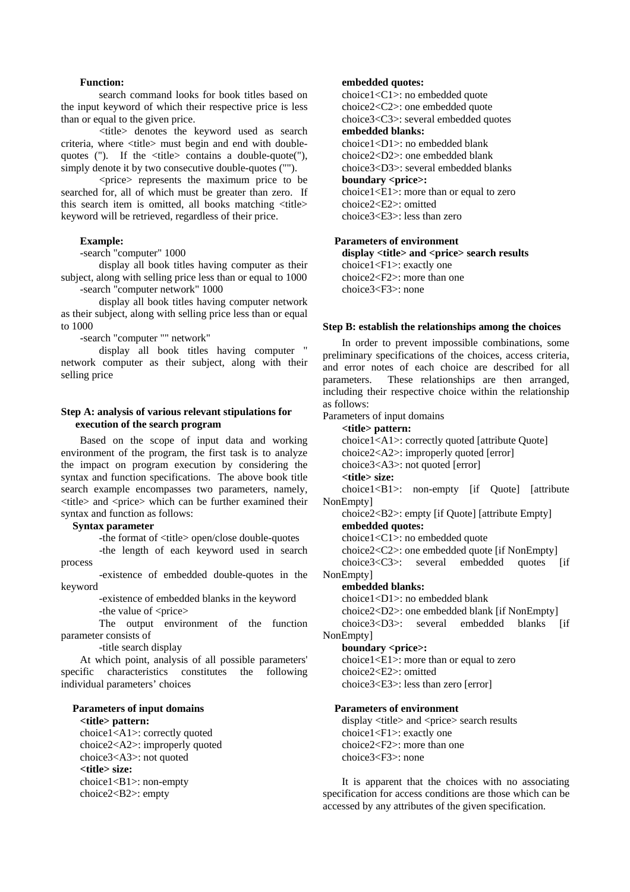**Function:**

search command looks for book titles based on the input keyword of which their respective price is less than or equal to the given price.

<title> denotes the keyword used as search criteria, where <title> must begin and end with double-quotes ("). If the <title> contains a double-quote("), simply denote it by two consecutive double-quotes ("").

<price> represents the maximum price to be searched for, all of which must be greater than zero. If this search item is omitted, all books matching <title> keyword will be retrieved, regardless of their price.

**Example:**

-search "computer" 1000

display all book titles having computer as their subject, along with selling price less than or equal to 1000

-search "computer network" 1000

display all book titles having computer network as their subject, along with selling price less than or equal to 1000

-search "computer "" network"

display all book titles having computer " network computer as their subject, along with their selling price

### Step A: analysis of various relevant stipulations for execution of the search program

Based on the scope of input data and working environment of the program, the first task is to analyze the impact on program execution by considering the syntax and function specifications. The above book title search example encompasses two parameters, namely, <title> and <price> which can be further examined their syntax and function as follows:

**Syntax parameter**

-the format of <title> open/close double-quotes

-the length of each keyword used in search process

-existence of embedded double-quotes in the keyword

-existence of embedded blanks in the keyword

-the value of <price>

The output environment of the function parameter consists of

-title search display

At which point, analysis of all possible parameters' specific characteristics constitutes the following individual parameters' choices

**Parameters of input domains**

**<title> pattern:**
choice1<A1>: correctly quoted
choice2<A2>: improperly quoted
choice3<A3>: not quoted

**<title> size:**
choice1<B1>: non-empty
choice2<B2>: empty

**embedded quotes:**
choice1<C1>: no embedded quote
choice2<C2>: one embedded quote
choice3<C3>: several embedded quotes

**embedded blanks:**
choice1<D1>: no embedded blank
choice2<D2>: one embedded blank
choice3<D3>: several embedded blanks

**boundary <price>:**
choice1<E1>: more than or equal to zero
choice2<E2>: omitted
choice3<E3>: less than zero

**Parameters of environment**

**display <title> and <price> search results**
choice1<F1>: exactly one
choice2<F2>: more than one
choice3<F3>: none

### Step B: establish the relationships among the choices

In order to prevent impossible combinations, some preliminary specifications of the choices, access criteria, and error notes of each choice are described for all parameters. These relationships are then arranged, including their respective choice within the relationship as follows:

Parameters of input domains

**<title> pattern:**
choice1<A1>: correctly quoted [attribute Quote]
choice2<A2>: improperly quoted [error]
choice3<A3>: not quoted [error]

**<title> size:**
choice1<B1>: non-empty [if Quote] [attribute NonEmpty]
choice2<B2>: empty [if Quote] [attribute Empty]

**embedded quotes:**
choice1<C1>: no embedded quote
choice2<C2>: one embedded quote [if NonEmpty]
choice3<C3>: several embedded quotes [if NonEmpty]

**embedded blanks:**
choice1<D1>: no embedded blank
choice2<D2>: one embedded blank [if NonEmpty]
choice3<D3>: several embedded blanks [if NonEmpty]

**boundary <price>:**
choice1<E1>: more than or equal to zero
choice2<E2>: omitted
choice3<E3>: less than zero [error]

**Parameters of environment**

display <title> and <price> search results
choice1<F1>: exactly one
choice2<F2>: more than one
choice3<F3>: none

It is apparent that the choices with no associating specification for access conditions are those which can be accessed by any attributes of the given specification.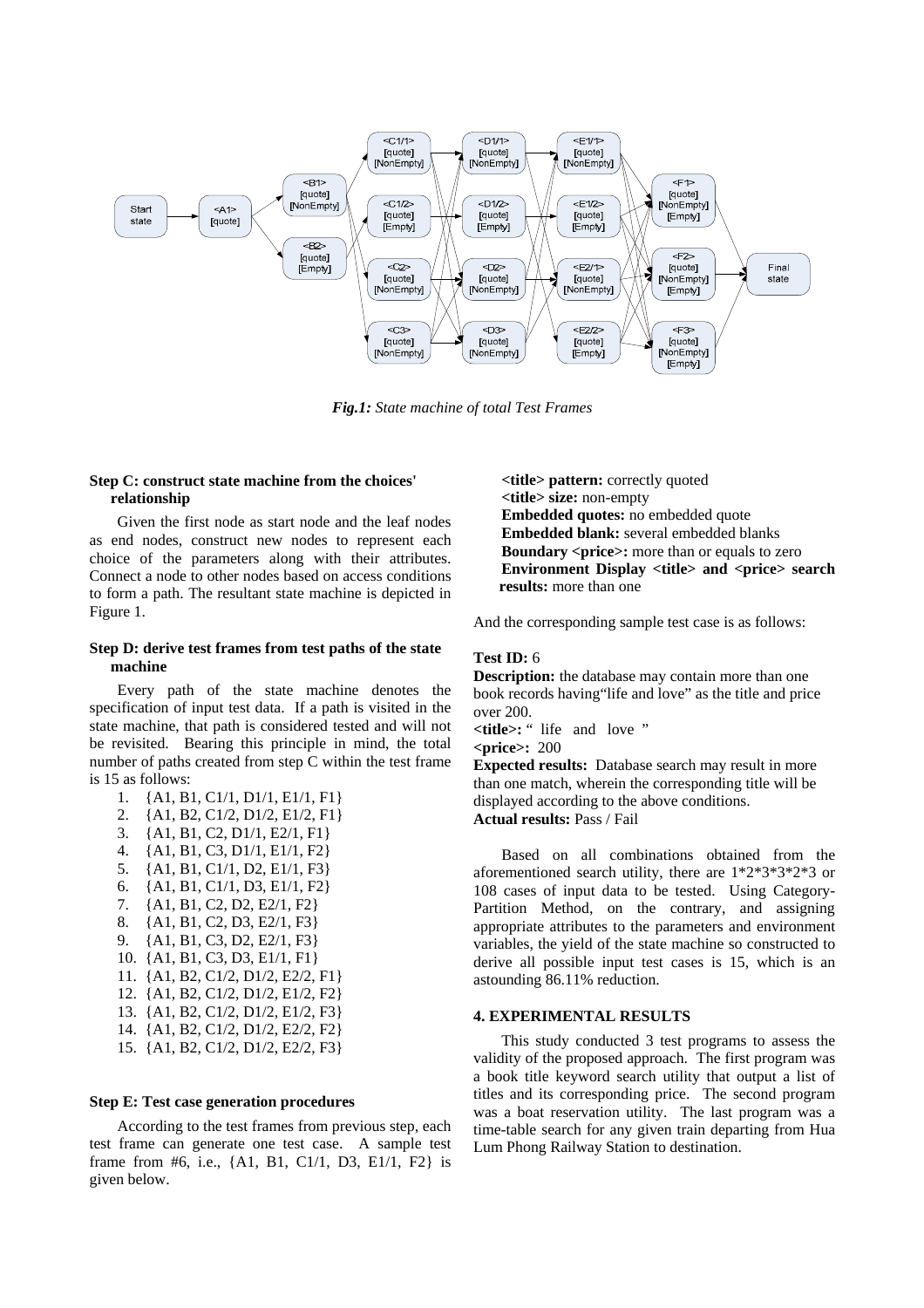*Fig.1: State machine of total Test Frames*

**Step C: construct state machine from the choices' relationship**

Given the first node as start node and the leaf nodes as end nodes, construct new nodes to represent each choice of the parameters along with their attributes. Connect a node to other nodes based on access conditions to form a path. The resultant state machine is depicted in Figure 1.

**Step D: derive test frames from test paths of the state machine**

Every path of the state machine denotes the specification of input test data. If a path is visited in the state machine, that path is considered tested and will not be revisited. Bearing this principle in mind, the total number of paths created from step C within the test frame is 15 as follows:

1. {A1, B1, C1/1, D1/1, E1/1, F1}
2. {A1, B2, C1/2, D1/2, E1/2, F1}
3. {A1, B1, C2, D1/1, E2/1, F1}
4. {A1, B1, C3, D1/1, E1/1, F2}
5. {A1, B1, C1/1, D2, E1/1, F3}
6. {A1, B1, C1/1, D3, E1/1, F2}
7. {A1, B1, C2, D2, E2/1, F2}
8. {A1, B1, C2, D3, E2/1, F3}
9. {A1, B1, C3, D2, E2/1, F3}
10. {A1, B1, C3, D3, E1/1, F1}
11. {A1, B2, C1/2, D1/2, E2/2, F1}
12. {A1, B2, C1/2, D1/2, E1/2, F2}
13. {A1, B2, C1/2, D1/2, E1/2, F3}
14. {A1, B2, C1/2, D1/2, E2/2, F2}
15. {A1, B2, C1/2, D1/2, E2/2, F3}

**Step E: Test case generation procedures**

According to the test frames from previous step, each test frame can generate one test case. A sample test frame from #6, i.e., {A1, B1, C1/1, D3, E1/1, F2} is given below.

**<title> pattern:** correctly quoted
**<title> size:** non-empty
**Embedded quotes:** no embedded quote
**Embedded blank:** several embedded blanks
**Boundary <price>:** more than or equals to zero
**Environment Display <title> and <price> search results:** more than one

And the corresponding sample test case is as follows:

**Test ID:** 6
**Description:** the database may contain more than one book records having"life and love" as the title and price over 200.
**<title>:** " life and love "
**<price>:** 200
**Expected results:** Database search may result in more than one match, wherein the corresponding title will be displayed according to the above conditions.
**Actual results:** Pass / Fail

Based on all combinations obtained from the aforementioned search utility, there are 1*2*3*3*2*3 or 108 cases of input data to be tested. Using Category-Partition Method, on the contrary, and assigning appropriate attributes to the parameters and environment variables, the yield of the state machine so constructed to derive all possible input test cases is 15, which is an astounding 86.11% reduction.

## 4. EXPERIMENTAL RESULTS

This study conducted 3 test programs to assess the validity of the proposed approach. The first program was a book title keyword search utility that output a list of titles and its corresponding price. The second program was a boat reservation utility. The last program was a time-table search for any given train departing from Hua Lum Phong Railway Station to destination.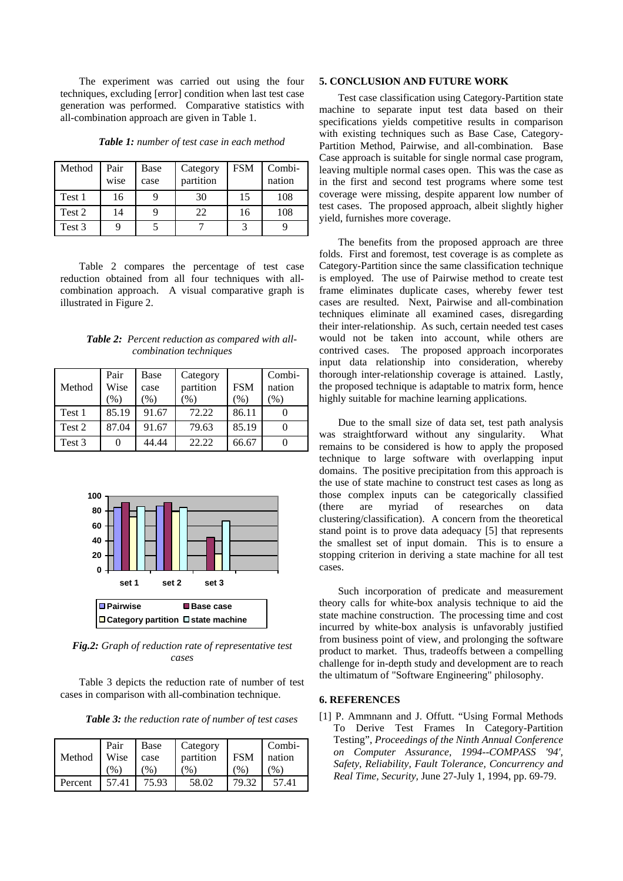The experiment was carried out using the four techniques, excluding [error] condition when last test case generation was performed. Comparative statistics with all-combination approach are given in Table 1.

***Table 1:*** *number of test case in each method*

| Method | Pair wise | Base case | Category partition | FSM | Combi-nation |
|---|---|---|---|---|---|
| Test 1 | 16 | 9 | 30 | 15 | 108 |
| Test 2 | 14 | 9 | 22 | 16 | 108 |
| Test 3 | 9 | 5 | 7 | 3 | 9 |

Table 2 compares the percentage of test case reduction obtained from all four techniques with all-combination approach. A visual comparative graph is illustrated in Figure 2.

***Table 2:*** *Percent reduction as compared with all-combination techniques*

| Method | Pair Wise (%) | Base case (%) | Category partition (%) | FSM (%) | Combi-nation (%) |
|---|---|---|---|---|---|
| Test 1 | 85.19 | 91.67 | 72.22 | 86.11 | 0 |
| Test 2 | 87.04 | 91.67 | 79.63 | 85.19 | 0 |
| Test 3 | 0 | 44.44 | 22.22 | 66.67 | 0 |

***Fig.2:*** *Graph of reduction rate of representative test cases*

Table 3 depicts the reduction rate of number of test cases in comparison with all-combination technique.

***Table 3:*** *the reduction rate of number of test cases*

| Method | Pair Wise (%) | Base case (%) | Category partition (%) | FSM (%) | Combi-nation (%) |
|---|---|---|---|---|---|
| Percent | 57.41 | 75.93 | 58.02 | 79.32 | 57.41 |

## 5. CONCLUSION AND FUTURE WORK

Test case classification using Category-Partition state machine to separate input test data based on their specifications yields competitive results in comparison with existing techniques such as Base Case, Category-Partition Method, Pairwise, and all-combination. Base Case approach is suitable for single normal case program, leaving multiple normal cases open. This was the case as in the first and second test programs where some test coverage were missing, despite apparent low number of test cases. The proposed approach, albeit slightly higher yield, furnishes more coverage.

The benefits from the proposed approach are three folds. First and foremost, test coverage is as complete as Category-Partition since the same classification technique is employed. The use of Pairwise method to create test frame eliminates duplicate cases, whereby fewer test cases are resulted. Next, Pairwise and all-combination techniques eliminate all examined cases, disregarding their inter-relationship. As such, certain needed test cases would not be taken into account, while others are contrived cases. The proposed approach incorporates input data relationship into consideration, whereby thorough inter-relationship coverage is attained. Lastly, the proposed technique is adaptable to matrix form, hence highly suitable for machine learning applications.

Due to the small size of data set, test path analysis was straightforward without any singularity. What remains to be considered is how to apply the proposed technique to large software with overlapping input domains. The positive precipitation from this approach is the use of state machine to construct test cases as long as those complex inputs can be categorically classified (there are myriad of researches on data clustering/classification). A concern from the theoretical stand point is to prove data adequacy [5] that represents the smallest set of input domain. This is to ensure a stopping criterion in deriving a state machine for all test cases.

Such incorporation of predicate and measurement theory calls for white-box analysis technique to aid the state machine construction. The processing time and cost incurred by white-box analysis is unfavorably justified from business point of view, and prolonging the software product to market. Thus, tradeoffs between a compelling challenge for in-depth study and development are to reach the ultimatum of "Software Engineering" philosophy.

## 6. REFERENCES

[1] P. Ammnann and J. Offutt. "Using Formal Methods To Derive Test Frames In Category-Partition Testing", *Proceedings of the Ninth Annual Conference on Computer Assurance, 1994--COMPASS '94', Safety, Reliability, Fault Tolerance, Concurrency and Real Time, Security,* June 27-July 1, 1994, pp. 69-79.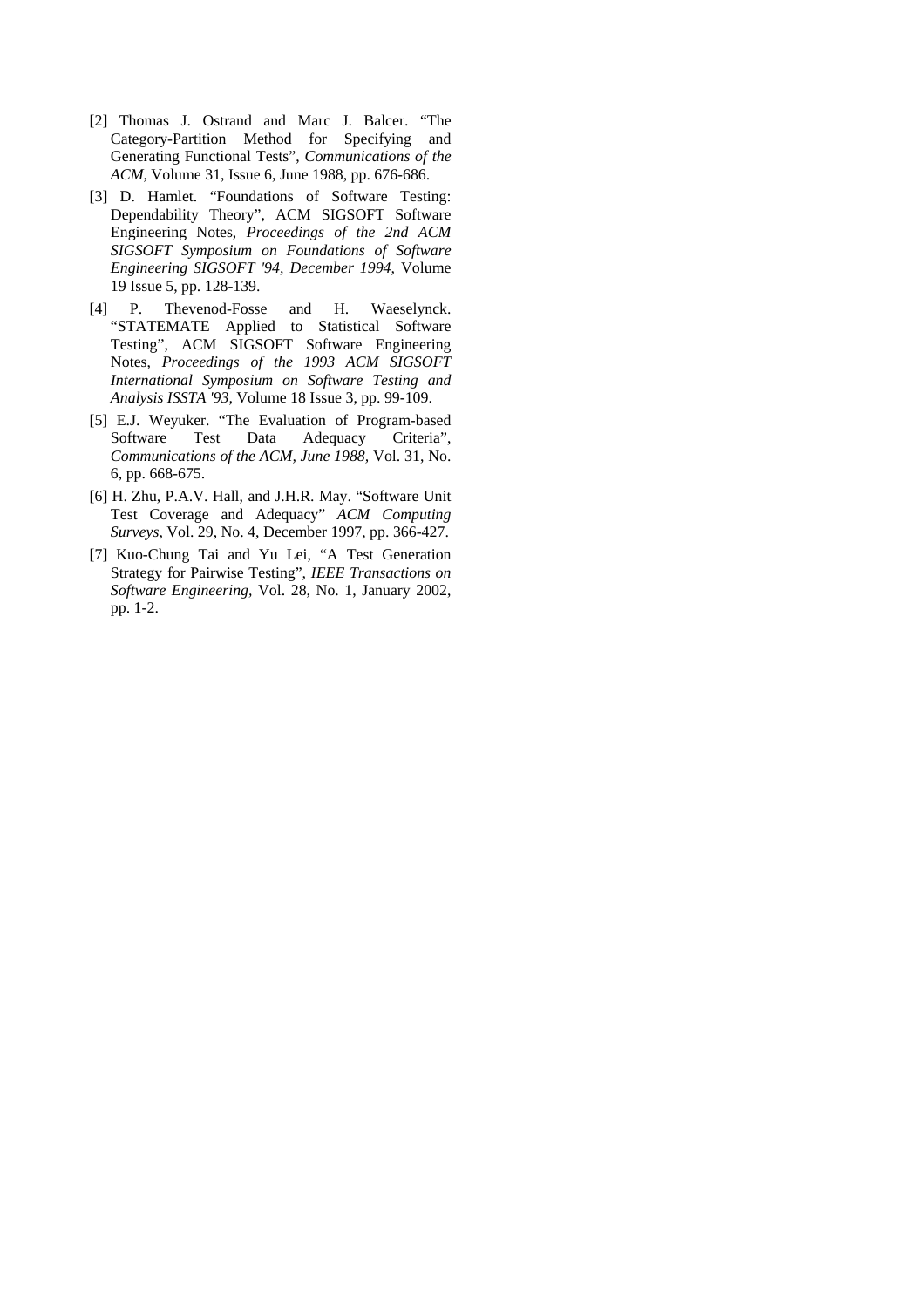[2] Thomas J. Ostrand and Marc J. Balcer. "The Category-Partition Method for Specifying and Generating Functional Tests", *Communications of the ACM,* Volume 31, Issue 6, June 1988, pp. 676-686.

[3] D. Hamlet. "Foundations of Software Testing: Dependability Theory", ACM SIGSOFT Software Engineering Notes, *Proceedings of the 2nd ACM SIGSOFT Symposium on Foundations of Software Engineering SIGSOFT '94, December 1994,* Volume 19 Issue 5, pp. 128-139.

[4] P. Thevenod-Fosse and H. Waeselynck. "STATEMATE Applied to Statistical Software Testing", ACM SIGSOFT Software Engineering Notes, *Proceedings of the 1993 ACM SIGSOFT International Symposium on Software Testing and Analysis ISSTA '93,* Volume 18 Issue 3, pp. 99-109.

[5] E.J. Weyuker. "The Evaluation of Program-based Software Test Data Adequacy Criteria", *Communications of the ACM, June 1988,* Vol. 31, No. 6, pp. 668-675.

[6] H. Zhu, P.A.V. Hall, and J.H.R. May. "Software Unit Test Coverage and Adequacy" *ACM Computing Surveys,* Vol. 29, No. 4, December 1997, pp. 366-427.

[7] Kuo-Chung Tai and Yu Lei, "A Test Generation Strategy for Pairwise Testing", *IEEE Transactions on Software Engineering,* Vol. 28, No. 1, January 2002, pp. 1-2.